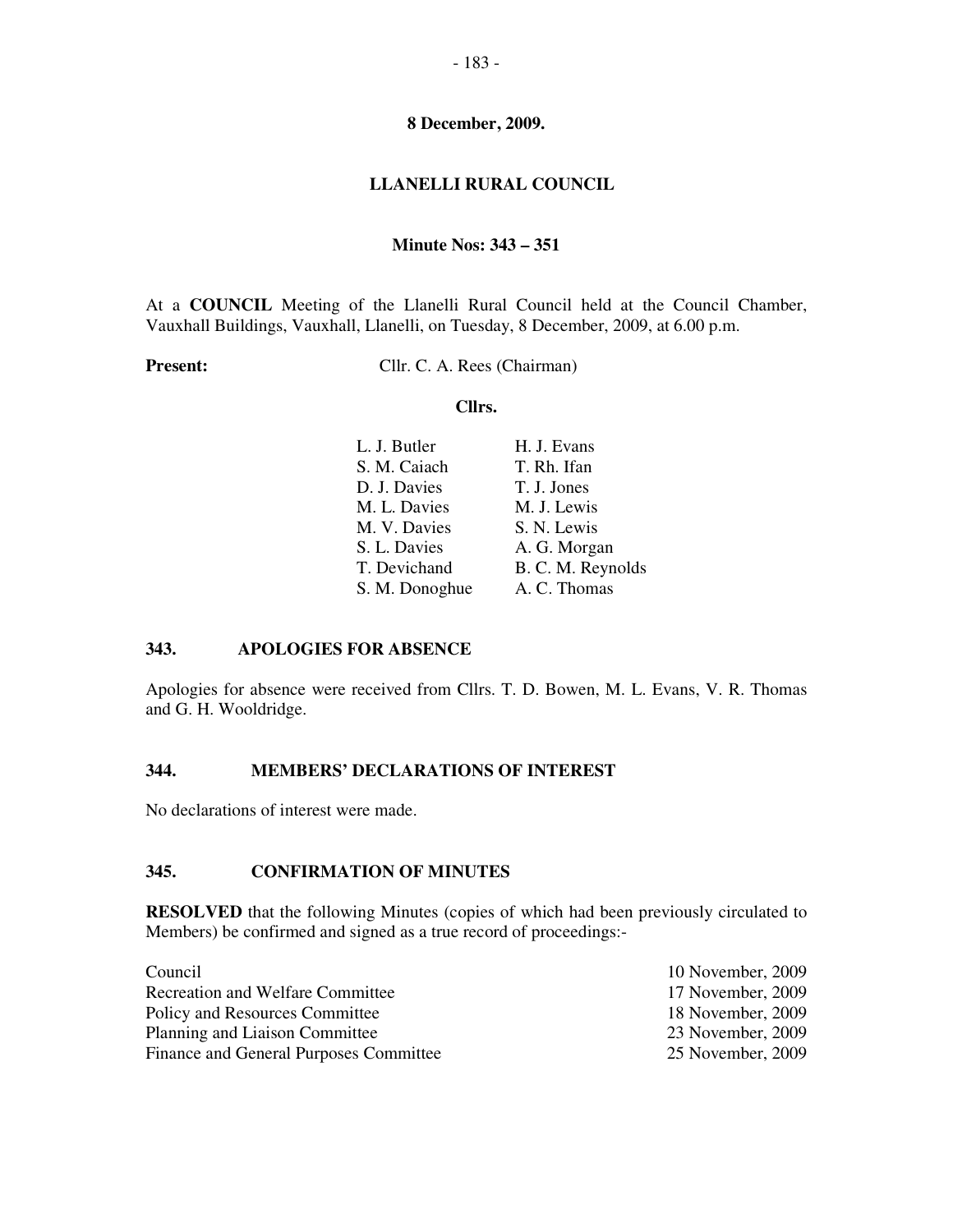**8 December, 2009.**

## LLANELLI RURAL COUNCIL

**Minute Nos: 343 – 351**

At a **COUNCIL** Meeting of the Llanelli Rural Council held at the Council Chamber, Vauxhall Buildings, Vauxhall, Llanelli, on Tuesday, 8 December, 2009, at 6.00 p.m.

**Present:** Cllr. C. A. Rees (Chairman)

**Cllrs.**

| | |
|---|---|
| L. J. Butler | H. J. Evans |
| S. M. Caiach | T. Rh. Ifan |
| D. J. Davies | T. J. Jones |
| M. L. Davies | M. J. Lewis |
| M. V. Davies | S. N. Lewis |
| S. L. Davies | A. G. Morgan |
| T. Devichand | B. C. M. Reynolds |
| S. M. Donoghue | A. C. Thomas |

### 343. APOLOGIES FOR ABSENCE

Apologies for absence were received from Cllrs. T. D. Bowen, M. L. Evans, V. R. Thomas and G. H. Wooldridge.

### 344. MEMBERS' DECLARATIONS OF INTEREST

No declarations of interest were made.

### 345. CONFIRMATION OF MINUTES

**RESOLVED** that the following Minutes (copies of which had been previously circulated to Members) be confirmed and signed as a true record of proceedings:-

| | |
|---|---|
| Council | 10 November, 2009 |
| Recreation and Welfare Committee | 17 November, 2009 |
| Policy and Resources Committee | 18 November, 2009 |
| Planning and Liaison Committee | 23 November, 2009 |
| Finance and General Purposes Committee | 25 November, 2009 |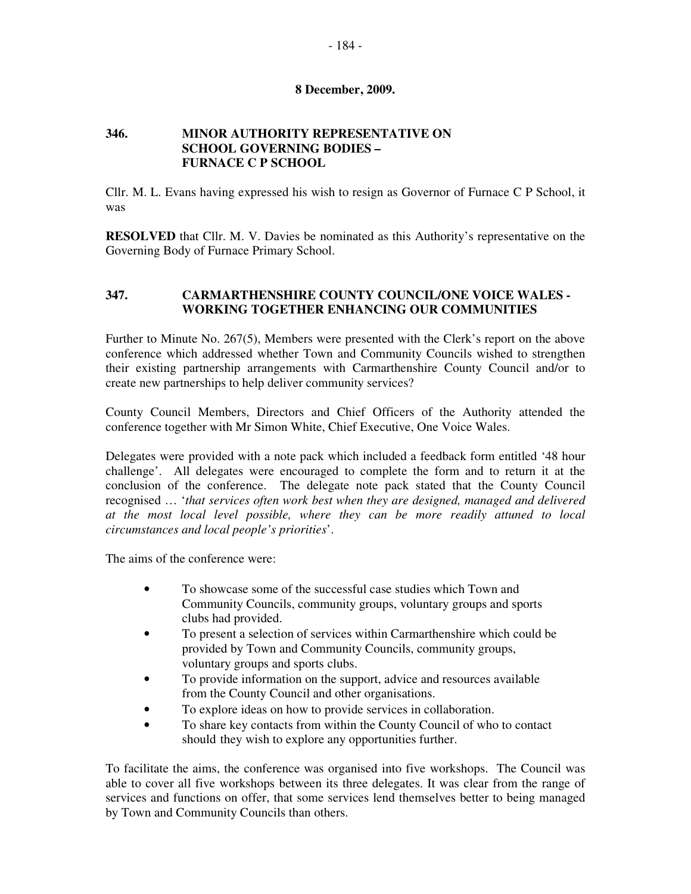**8 December, 2009.**

## 346. MINOR AUTHORITY REPRESENTATIVE ON SCHOOL GOVERNING BODIES – FURNACE C P SCHOOL

Cllr. M. L. Evans having expressed his wish to resign as Governor of Furnace C P School, it was

**RESOLVED** that Cllr. M. V. Davies be nominated as this Authority's representative on the Governing Body of Furnace Primary School.

## 347. CARMARTHENSHIRE COUNTY COUNCIL/ONE VOICE WALES - WORKING TOGETHER ENHANCING OUR COMMUNITIES

Further to Minute No. 267(5), Members were presented with the Clerk's report on the above conference which addressed whether Town and Community Councils wished to strengthen their existing partnership arrangements with Carmarthenshire County Council and/or to create new partnerships to help deliver community services?

County Council Members, Directors and Chief Officers of the Authority attended the conference together with Mr Simon White, Chief Executive, One Voice Wales.

Delegates were provided with a note pack which included a feedback form entitled '48 hour challenge'. All delegates were encouraged to complete the form and to return it at the conclusion of the conference. The delegate note pack stated that the County Council recognised … '*that services often work best when they are designed, managed and delivered at the most local level possible, where they can be more readily attuned to local circumstances and local people's priorities*'.

The aims of the conference were:

- To showcase some of the successful case studies which Town and Community Councils, community groups, voluntary groups and sports clubs had provided.
- To present a selection of services within Carmarthenshire which could be provided by Town and Community Councils, community groups, voluntary groups and sports clubs.
- To provide information on the support, advice and resources available from the County Council and other organisations.
- To explore ideas on how to provide services in collaboration.
- To share key contacts from within the County Council of who to contact should they wish to explore any opportunities further.

To facilitate the aims, the conference was organised into five workshops. The Council was able to cover all five workshops between its three delegates. It was clear from the range of services and functions on offer, that some services lend themselves better to being managed by Town and Community Councils than others.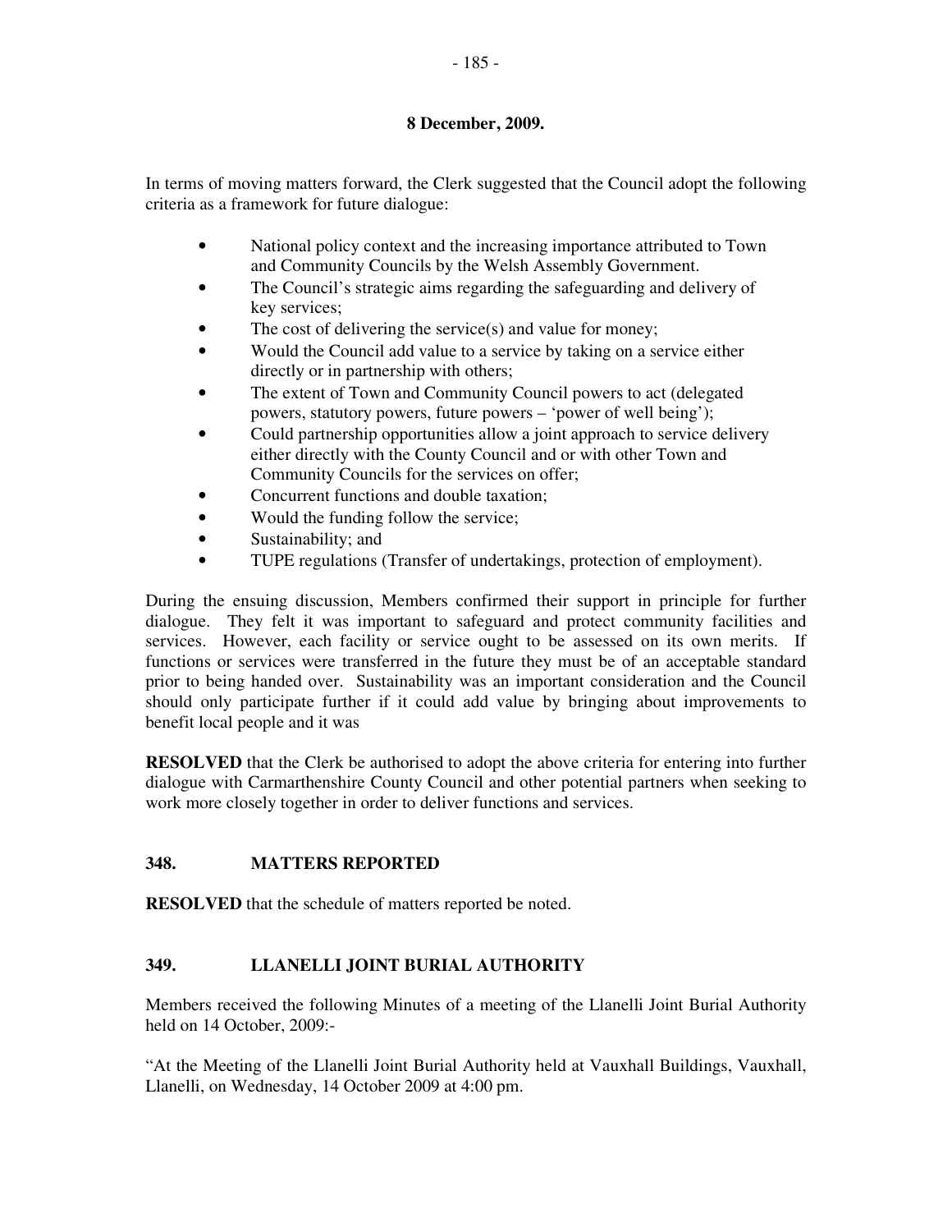**8 December, 2009.**

In terms of moving matters forward, the Clerk suggested that the Council adopt the following criteria as a framework for future dialogue:

- National policy context and the increasing importance attributed to Town and Community Councils by the Welsh Assembly Government.
- The Council's strategic aims regarding the safeguarding and delivery of key services;
- The cost of delivering the service(s) and value for money;
- Would the Council add value to a service by taking on a service either directly or in partnership with others;
- The extent of Town and Community Council powers to act (delegated powers, statutory powers, future powers – 'power of well being');
- Could partnership opportunities allow a joint approach to service delivery either directly with the County Council and or with other Town and Community Councils for the services on offer;
- Concurrent functions and double taxation;
- Would the funding follow the service;
- Sustainability; and
- TUPE regulations (Transfer of undertakings, protection of employment).

During the ensuing discussion, Members confirmed their support in principle for further dialogue. They felt it was important to safeguard and protect community facilities and services. However, each facility or service ought to be assessed on its own merits. If functions or services were transferred in the future they must be of an acceptable standard prior to being handed over. Sustainability was an important consideration and the Council should only participate further if it could add value by bringing about improvements to benefit local people and it was

**RESOLVED** that the Clerk be authorised to adopt the above criteria for entering into further dialogue with Carmarthenshire County Council and other potential partners when seeking to work more closely together in order to deliver functions and services.

## 348. MATTERS REPORTED

**RESOLVED** that the schedule of matters reported be noted.

## 349. LLANELLI JOINT BURIAL AUTHORITY

Members received the following Minutes of a meeting of the Llanelli Joint Burial Authority held on 14 October, 2009:-

"At the Meeting of the Llanelli Joint Burial Authority held at Vauxhall Buildings, Vauxhall, Llanelli, on Wednesday, 14 October 2009 at 4:00 pm.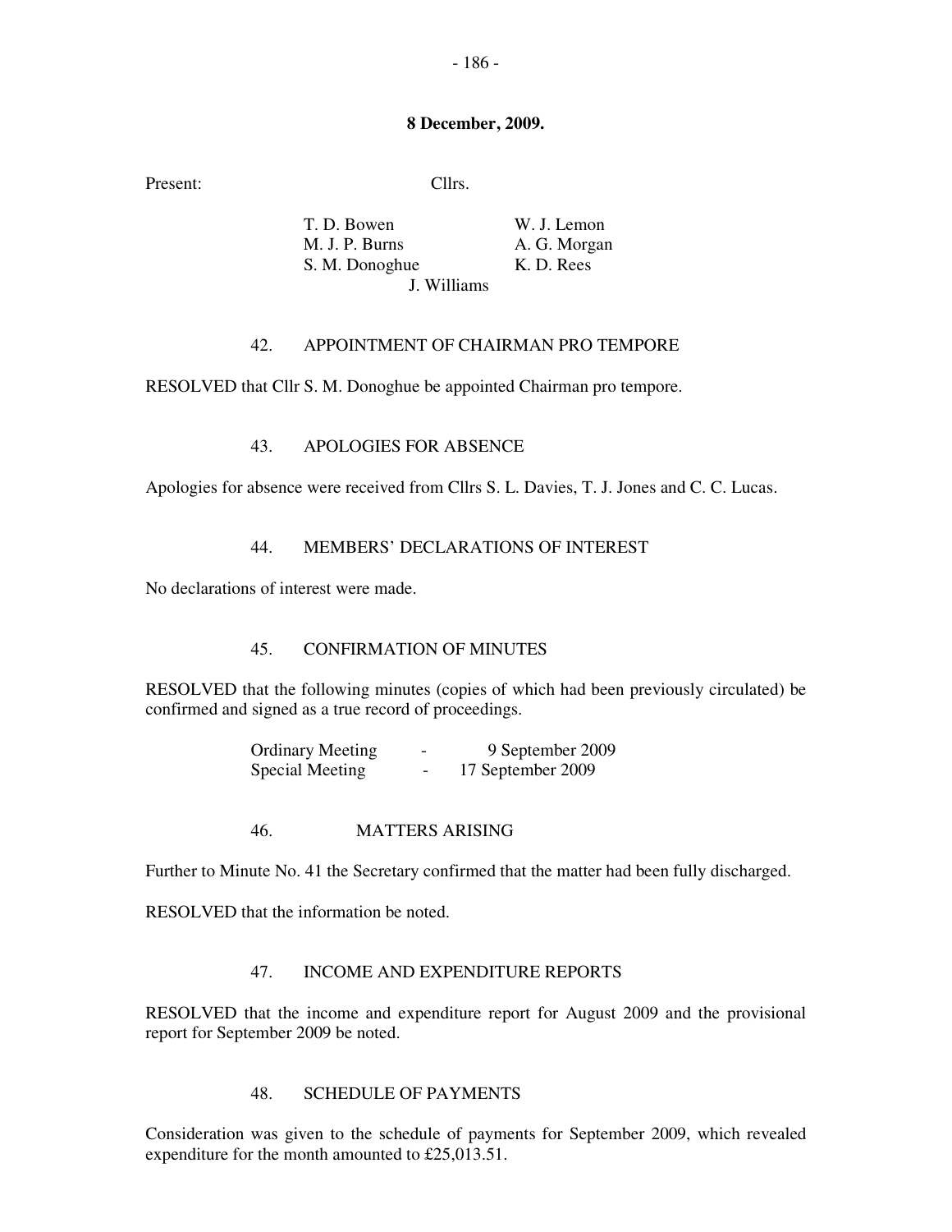**8 December, 2009.**

Present: Cllrs.

| | |
|---|---|
| T. D. Bowen | W. J. Lemon |
| M. J. P. Burns | A. G. Morgan |
| S. M. Donoghue | K. D. Rees |
| J. Williams | |

### 42. APPOINTMENT OF CHAIRMAN PRO TEMPORE

RESOLVED that Cllr S. M. Donoghue be appointed Chairman pro tempore.

### 43. APOLOGIES FOR ABSENCE

Apologies for absence were received from Cllrs S. L. Davies, T. J. Jones and C. C. Lucas.

### 44. MEMBERS' DECLARATIONS OF INTEREST

No declarations of interest were made.

### 45. CONFIRMATION OF MINUTES

RESOLVED that the following minutes (copies of which had been previously circulated) be confirmed and signed as a true record of proceedings.

| | | |
|---|---|---|
| Ordinary Meeting | - | 9 September 2009 |
| Special Meeting | - | 17 September 2009 |

### 46. MATTERS ARISING

Further to Minute No. 41 the Secretary confirmed that the matter had been fully discharged.

RESOLVED that the information be noted.

### 47. INCOME AND EXPENDITURE REPORTS

RESOLVED that the income and expenditure report for August 2009 and the provisional report for September 2009 be noted.

### 48. SCHEDULE OF PAYMENTS

Consideration was given to the schedule of payments for September 2009, which revealed expenditure for the month amounted to £25,013.51.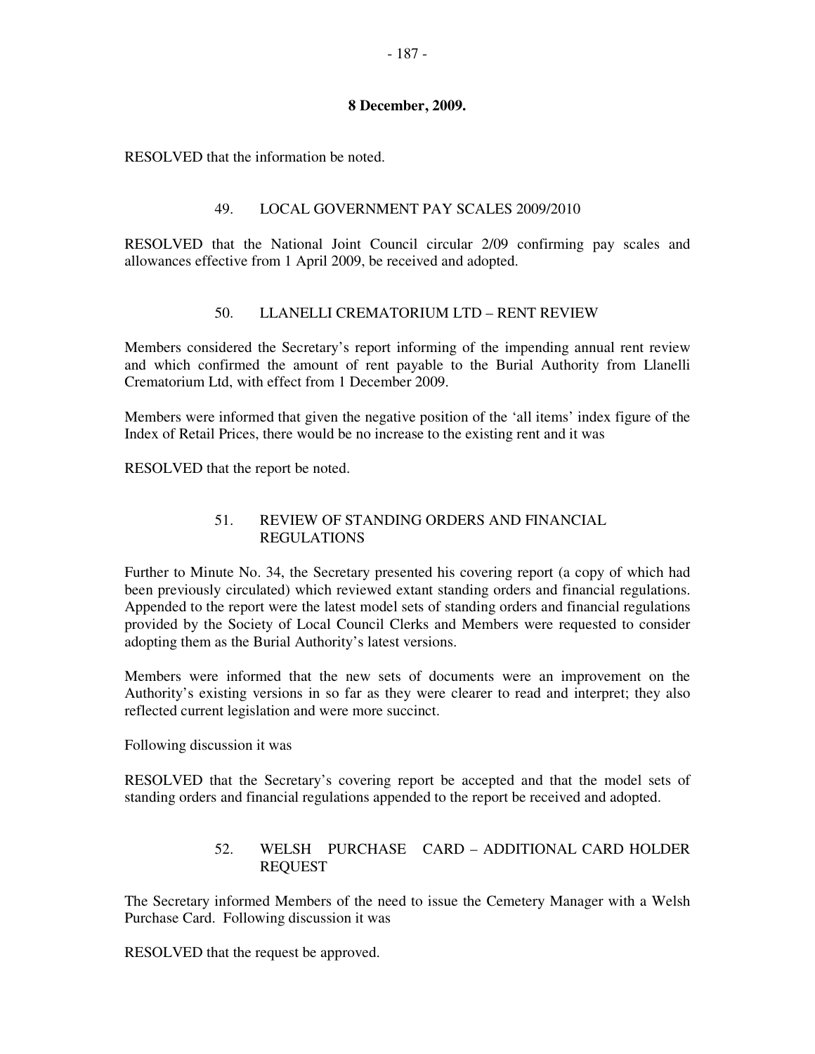**8 December, 2009.**

RESOLVED that the information be noted.

### 49. LOCAL GOVERNMENT PAY SCALES 2009/2010

RESOLVED that the National Joint Council circular 2/09 confirming pay scales and allowances effective from 1 April 2009, be received and adopted.

### 50. LLANELLI CREMATORIUM LTD – RENT REVIEW

Members considered the Secretary's report informing of the impending annual rent review and which confirmed the amount of rent payable to the Burial Authority from Llanelli Crematorium Ltd, with effect from 1 December 2009.

Members were informed that given the negative position of the 'all items' index figure of the Index of Retail Prices, there would be no increase to the existing rent and it was

RESOLVED that the report be noted.

### 51. REVIEW OF STANDING ORDERS AND FINANCIAL REGULATIONS

Further to Minute No. 34, the Secretary presented his covering report (a copy of which had been previously circulated) which reviewed extant standing orders and financial regulations. Appended to the report were the latest model sets of standing orders and financial regulations provided by the Society of Local Council Clerks and Members were requested to consider adopting them as the Burial Authority's latest versions.

Members were informed that the new sets of documents were an improvement on the Authority's existing versions in so far as they were clearer to read and interpret; they also reflected current legislation and were more succinct.

Following discussion it was

RESOLVED that the Secretary's covering report be accepted and that the model sets of standing orders and financial regulations appended to the report be received and adopted.

### 52. WELSH PURCHASE CARD – ADDITIONAL CARD HOLDER REQUEST

The Secretary informed Members of the need to issue the Cemetery Manager with a Welsh Purchase Card. Following discussion it was

RESOLVED that the request be approved.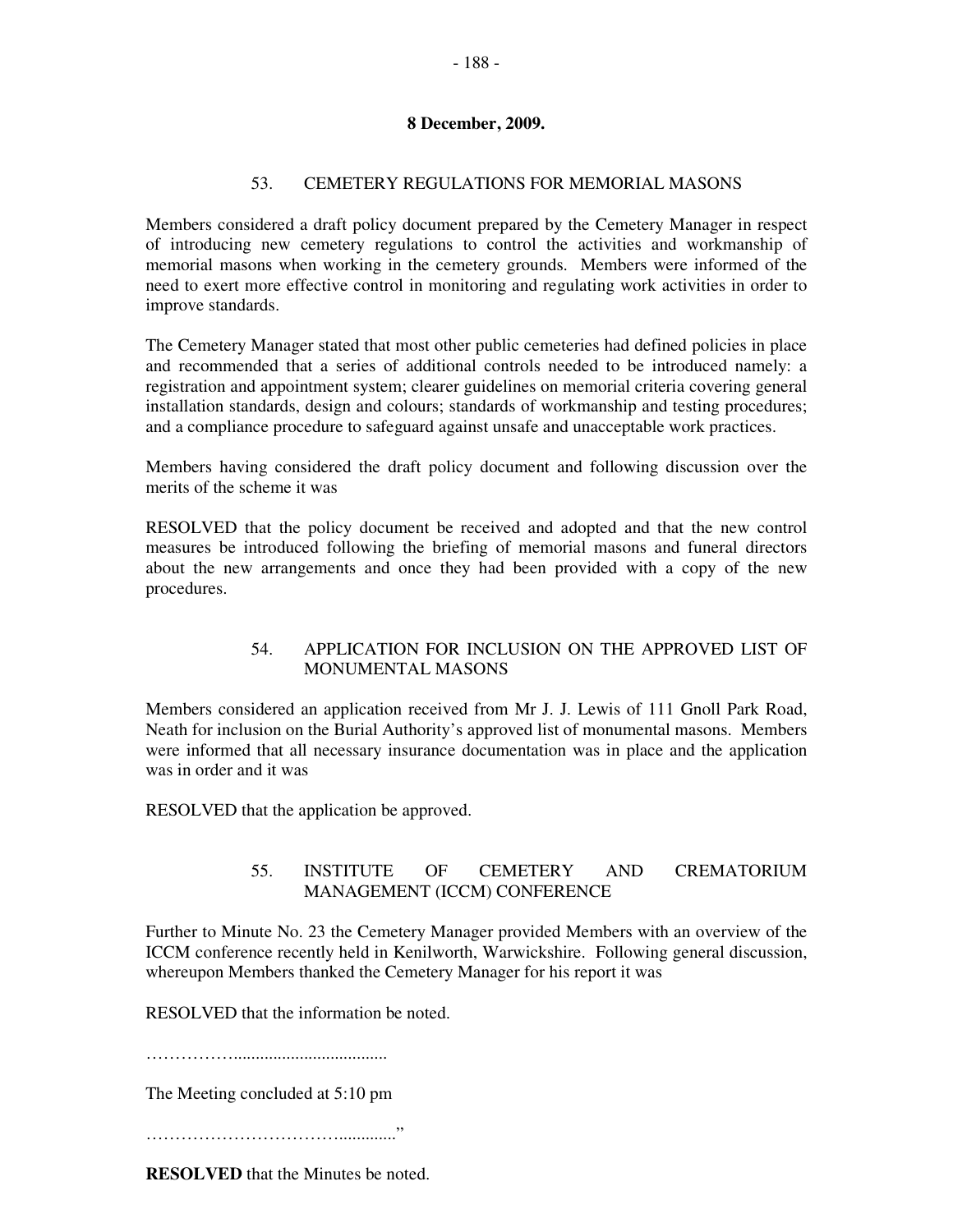**8 December, 2009.**

53. CEMETERY REGULATIONS FOR MEMORIAL MASONS

Members considered a draft policy document prepared by the Cemetery Manager in respect of introducing new cemetery regulations to control the activities and workmanship of memorial masons when working in the cemetery grounds. Members were informed of the need to exert more effective control in monitoring and regulating work activities in order to improve standards.

The Cemetery Manager stated that most other public cemeteries had defined policies in place and recommended that a series of additional controls needed to be introduced namely: a registration and appointment system; clearer guidelines on memorial criteria covering general installation standards, design and colours; standards of workmanship and testing procedures; and a compliance procedure to safeguard against unsafe and unacceptable work practices.

Members having considered the draft policy document and following discussion over the merits of the scheme it was

RESOLVED that the policy document be received and adopted and that the new control measures be introduced following the briefing of memorial masons and funeral directors about the new arrangements and once they had been provided with a copy of the new procedures.

54. APPLICATION FOR INCLUSION ON THE APPROVED LIST OF MONUMENTAL MASONS

Members considered an application received from Mr J. J. Lewis of 111 Gnoll Park Road, Neath for inclusion on the Burial Authority's approved list of monumental masons. Members were informed that all necessary insurance documentation was in place and the application was in order and it was

RESOLVED that the application be approved.

55. INSTITUTE OF CEMETERY AND CREMATORIUM MANAGEMENT (ICCM) CONFERENCE

Further to Minute No. 23 the Cemetery Manager provided Members with an overview of the ICCM conference recently held in Kenilworth, Warwickshire. Following general discussion, whereupon Members thanked the Cemetery Manager for his report it was

RESOLVED that the information be noted.

………………..................................

The Meeting concluded at 5:10 pm

……………………………….............."

**RESOLVED** that the Minutes be noted.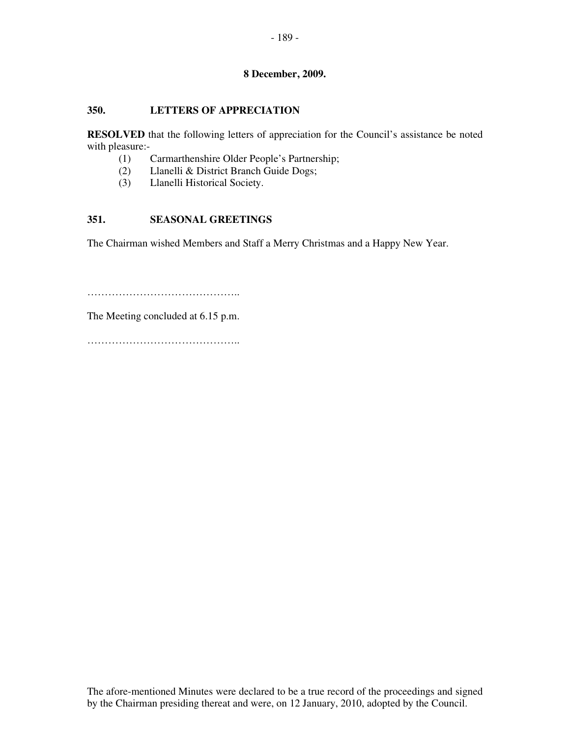**8 December, 2009.**

## 350. LETTERS OF APPRECIATION

**RESOLVED** that the following letters of appreciation for the Council's assistance be noted with pleasure:-

(1) Carmarthenshire Older People's Partnership;
(2) Llanelli & District Branch Guide Dogs;
(3) Llanelli Historical Society.

## 351. SEASONAL GREETINGS

The Chairman wished Members and Staff a Merry Christmas and a Happy New Year.

……………………………………..

The Meeting concluded at 6.15 p.m.

……………………………………..

The afore-mentioned Minutes were declared to be a true record of the proceedings and signed by the Chairman presiding thereat and were, on 12 January, 2010, adopted by the Council.